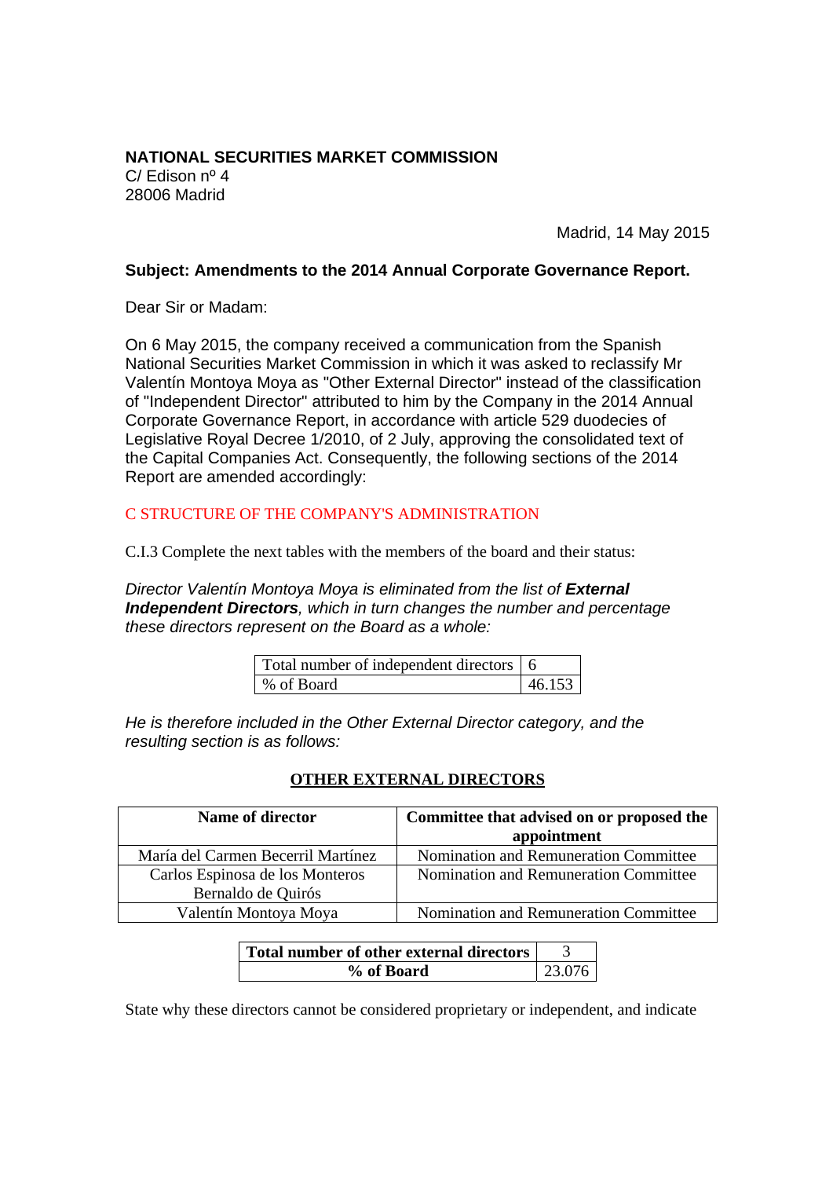**NATIONAL SECURITIES MARKET COMMISSION**
C/ Edison nº 4
28006 Madrid

Madrid, 14 May 2015

**Subject: Amendments to the 2014 Annual Corporate Governance Report.**

Dear Sir or Madam:

On 6 May 2015, the company received a communication from the Spanish National Securities Market Commission in which it was asked to reclassify Mr Valentín Montoya Moya as "Other External Director" instead of the classification of "Independent Director" attributed to him by the Company in the 2014 Annual Corporate Governance Report, in accordance with article 529 duodecies of Legislative Royal Decree 1/2010, of 2 July, approving the consolidated text of the Capital Companies Act. Consequently, the following sections of the 2014 Report are amended accordingly:

## C STRUCTURE OF THE COMPANY'S ADMINISTRATION

C.I.3 Complete the next tables with the members of the board and their status:

*Director Valentín Montoya Moya is eliminated from the list of **External Independent Directors**, which in turn changes the number and percentage these directors represent on the Board as a whole:*

| Total number of independent directors | 6 |
|---|---|
| % of Board | 46.153 |

*He is therefore included in the Other External Director category, and the resulting section is as follows:*

**OTHER EXTERNAL DIRECTORS**

| Name of director | Committee that advised on or proposed the appointment |
|---|---|
| María del Carmen Becerril Martínez | Nomination and Remuneration Committee |
| Carlos Espinosa de los Monteros Bernaldo de Quirós | Nomination and Remuneration Committee |
| Valentín Montoya Moya | Nomination and Remuneration Committee |

| **Total number of other external directors** | 3 |
|---|---|
| **% of Board** | 23.076 |

State why these directors cannot be considered proprietary or independent, and indicate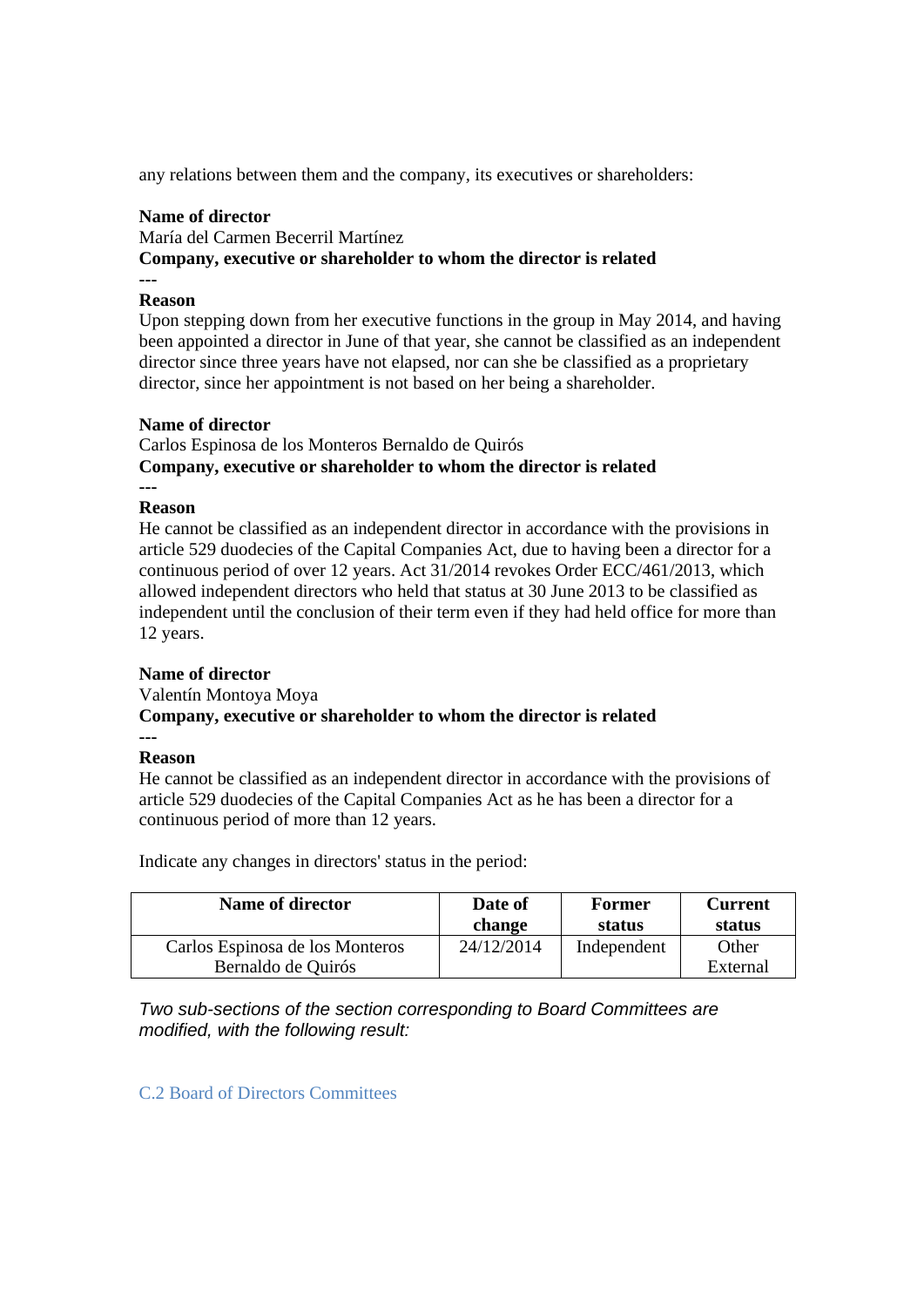any relations between them and the company, its executives or shareholders:

**Name of director**
María del Carmen Becerril Martínez
**Company, executive or shareholder to whom the director is related**
---
**Reason**
Upon stepping down from her executive functions in the group in May 2014, and having been appointed a director in June of that year, she cannot be classified as an independent director since three years have not elapsed, nor can she be classified as a proprietary director, since her appointment is not based on her being a shareholder.

**Name of director**
Carlos Espinosa de los Monteros Bernaldo de Quirós
**Company, executive or shareholder to whom the director is related**
---
**Reason**
He cannot be classified as an independent director in accordance with the provisions in article 529 duodecies of the Capital Companies Act, due to having been a director for a continuous period of over 12 years. Act 31/2014 revokes Order ECC/461/2013, which allowed independent directors who held that status at 30 June 2013 to be classified as independent until the conclusion of their term even if they had held office for more than 12 years.

**Name of director**
Valentín Montoya Moya
**Company, executive or shareholder to whom the director is related**
---
**Reason**
He cannot be classified as an independent director in accordance with the provisions of article 529 duodecies of the Capital Companies Act as he has been a director for a continuous period of more than 12 years.

Indicate any changes in directors' status in the period:

| Name of director | Date of change | Former status | Current status |
|---|---|---|---|
| Carlos Espinosa de los Monteros Bernaldo de Quirós | 24/12/2014 | Independent | Other External |

*Two sub-sections of the section corresponding to Board Committees are modified, with the following result:*

## C.2 Board of Directors Committees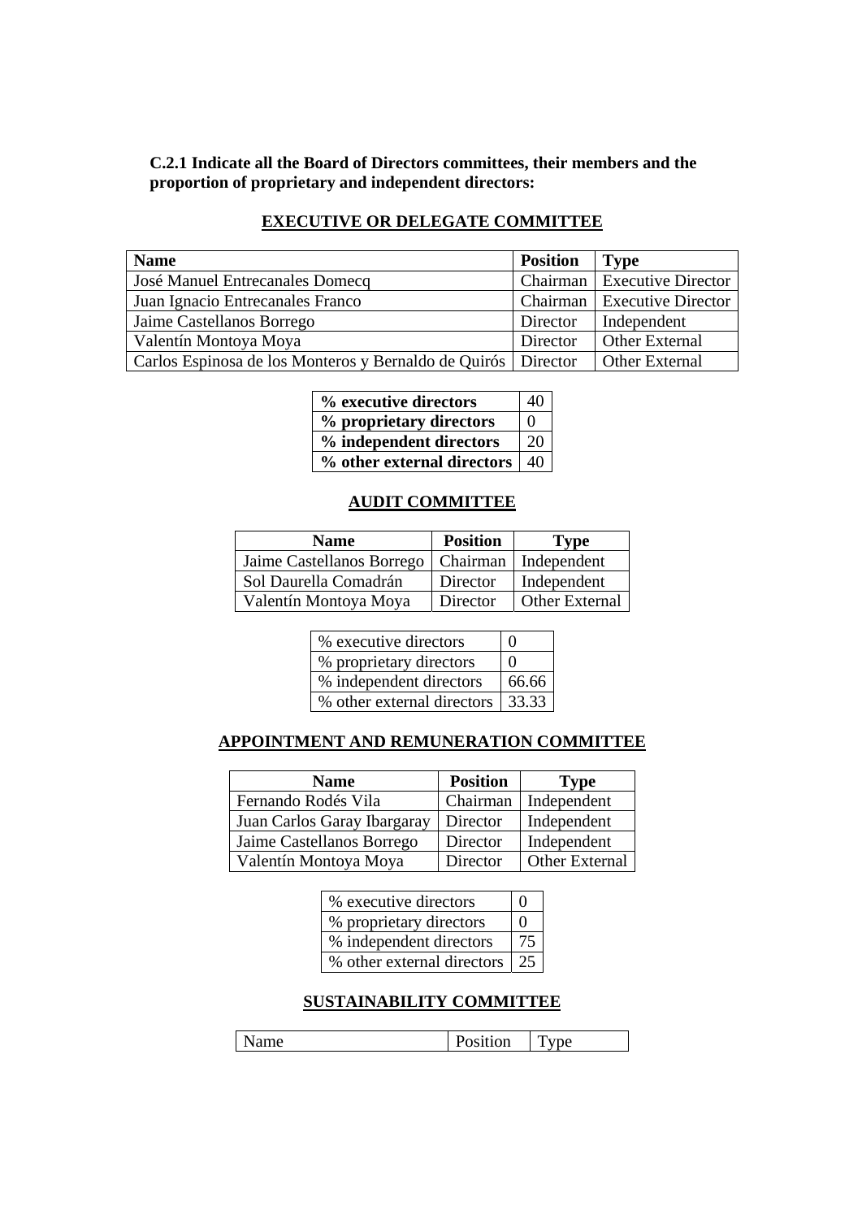**C.2.1 Indicate all the Board of Directors committees, their members and the proportion of proprietary and independent directors:**

**EXECUTIVE OR DELEGATE COMMITTEE**

| Name | Position | Type |
|---|---|---|
| José Manuel Entrecanales Domecq | Chairman | Executive Director |
| Juan Ignacio Entrecanales Franco | Chairman | Executive Director |
| Jaime Castellanos Borrego | Director | Independent |
| Valentín Montoya Moya | Director | Other External |
| Carlos Espinosa de los Monteros y Bernaldo de Quirós | Director | Other External |

| | |
|---|---|
| **% executive directors** | 40 |
| **% proprietary directors** | 0 |
| **% independent directors** | 20 |
| **% other external directors** | 40 |

**AUDIT COMMITTEE**

| Name | Position | Type |
|---|---|---|
| Jaime Castellanos Borrego | Chairman | Independent |
| Sol Daurella Comadrán | Director | Independent |
| Valentín Montoya Moya | Director | Other External |

| | |
|---|---|
| % executive directors | 0 |
| % proprietary directors | 0 |
| % independent directors | 66.66 |
| % other external directors | 33.33 |

**APPOINTMENT AND REMUNERATION COMMITTEE**

| Name | Position | Type |
|---|---|---|
| Fernando Rodés Vila | Chairman | Independent |
| Juan Carlos Garay Ibargaray | Director | Independent |
| Jaime Castellanos Borrego | Director | Independent |
| Valentín Montoya Moya | Director | Other External |

| | |
|---|---|
| % executive directors | 0 |
| % proprietary directors | 0 |
| % independent directors | 75 |
| % other external directors | 25 |

**SUSTAINABILITY COMMITTEE**

| Name | Position | Type |
|---|---|---|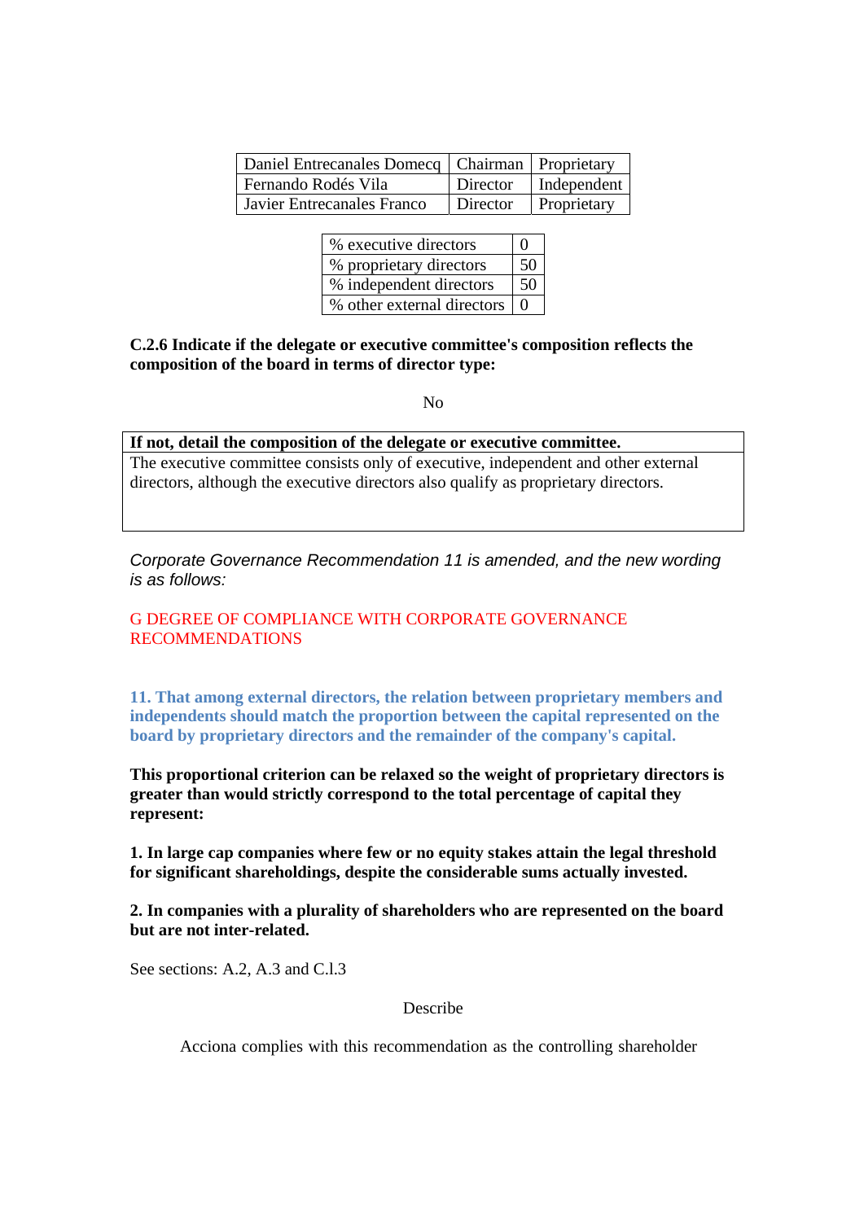| Daniel Entrecanales Domecq | Chairman | Proprietary |
|---|---|---|
| Fernando Rodés Vila | Director | Independent |
| Javier Entrecanales Franco | Director | Proprietary |

| % executive directors | 0 |
|---|---|
| % proprietary directors | 50 |
| % independent directors | 50 |
| % other external directors | 0 |

**C.2.6 Indicate if the delegate or executive committee's composition reflects the composition of the board in terms of director type:**

No

| If not, detail the composition of the delegate or executive committee. |
|---|
| The executive committee consists only of executive, independent and other external directors, although the executive directors also qualify as proprietary directors. |

*Corporate Governance Recommendation 11 is amended, and the new wording is as follows:*

G DEGREE OF COMPLIANCE WITH CORPORATE GOVERNANCE RECOMMENDATIONS

**11. That among external directors, the relation between proprietary members and independents should match the proportion between the capital represented on the board by proprietary directors and the remainder of the company's capital.**

**This proportional criterion can be relaxed so the weight of proprietary directors is greater than would strictly correspond to the total percentage of capital they represent:**

**1. In large cap companies where few or no equity stakes attain the legal threshold for significant shareholdings, despite the considerable sums actually invested.**

**2. In companies with a plurality of shareholders who are represented on the board but are not inter-related.**

See sections: A.2, A.3 and C.1.3

Describe

Acciona complies with this recommendation as the controlling shareholder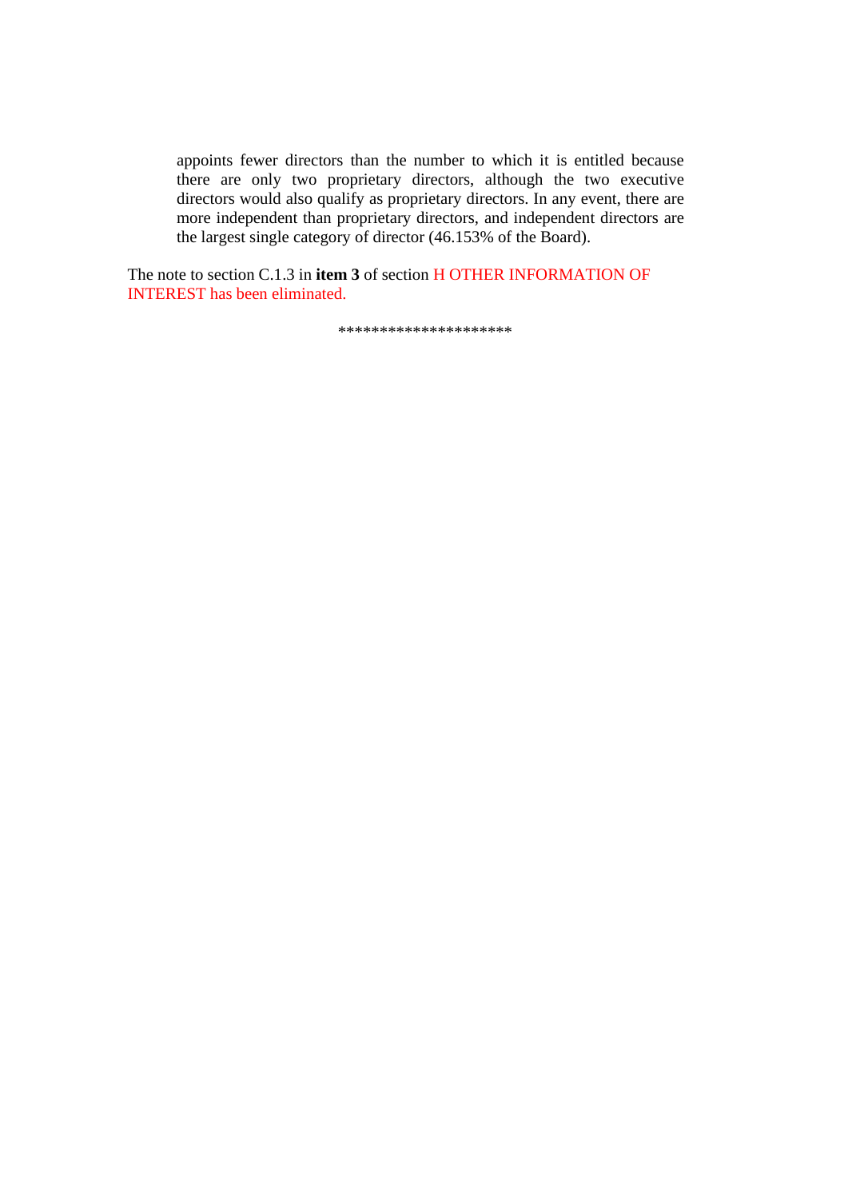appoints fewer directors than the number to which it is entitled because there are only two proprietary directors, although the two executive directors would also qualify as proprietary directors. In any event, there are more independent than proprietary directors, and independent directors are the largest single category of director (46.153% of the Board).

The note to section C.1.3 in **item 3** of section H OTHER INFORMATION OF INTEREST has been eliminated.

*********************